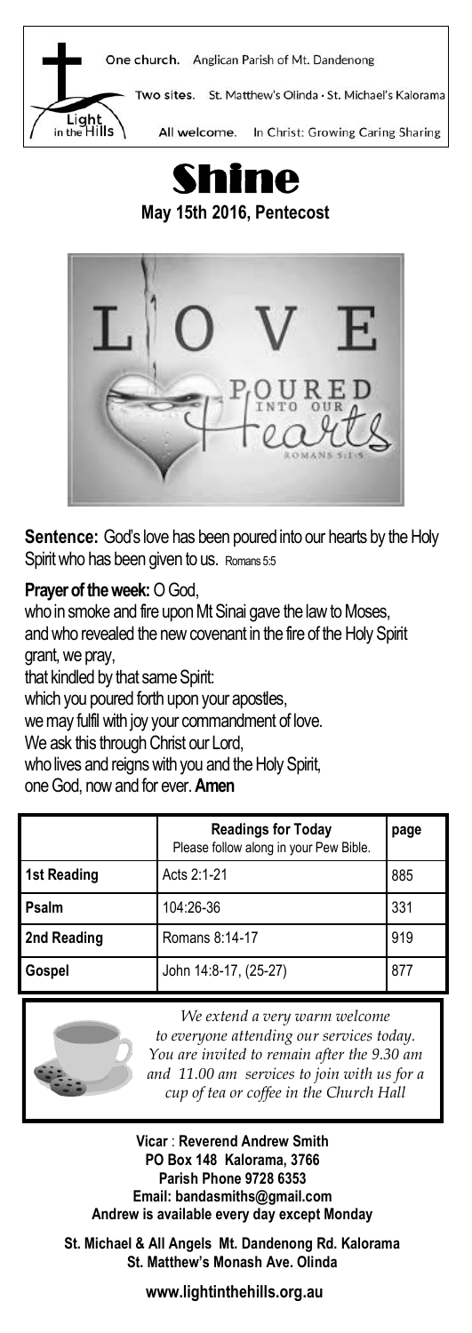One church. Anglican Parish of Mt. Dandenong

Two sites. St. Matthew's Olinda · St. Michael's Kalorama

Light in the Hills

All welcome. In Christ: Growing Caring Sharing

# Shine

**May 15th 2016, Pentecost**

**Sentence:** God's love has been poured into our hearts by the Holy Spirit who has been given to us. Romans 5:5

**Prayer of the week:** O God,
who in smoke and fire upon Mt Sinai gave the law to Moses,
and who revealed the new covenant in the fire of the Holy Spirit
grant, we pray,
that kindled by that same Spirit:
which you poured forth upon your apostles,
we may fulfil with joy your commandment of love.
We ask this through Christ our Lord,
who lives and reigns with you and the Holy Spirit,
one God, now and for ever. **Amen**

| | **Readings for Today** Please follow along in your Pew Bible. | **page** |
|---|---|---|
| **1st Reading** | Acts 2:1-21 | 885 |
| **Psalm** | 104:26-36 | 331 |
| **2nd Reading** | Romans 8:14-17 | 919 |
| **Gospel** | John 14:8-17, (25-27) | 877 |

*We extend a very warm welcome to everyone attending our services today. You are invited to remain after the 9.30 am and 11.00 am services to join with us for a cup of tea or coffee in the Church Hall*

**Vicar** : **Reverend Andrew Smith**
**PO Box 148 Kalorama, 3766**
**Parish Phone 9728 6353**
**Email: bandasmiths@gmail.com**
**Andrew is available every day except Monday**

**St. Michael & All Angels Mt. Dandenong Rd. Kalorama**
**St. Matthew's Monash Ave. Olinda**

**www.lightinthehills.org.au**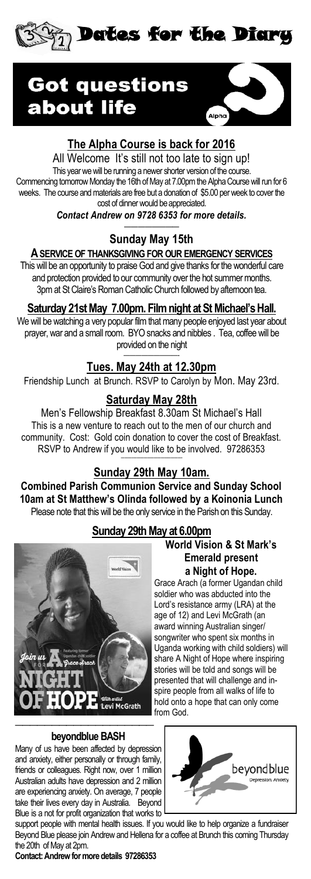# Dates for the Diary

## Got questions about life

### The Alpha Course is back for 2016

All Welcome It's still not too late to sign up!

This year we will be running a newer shorter version of the course. Commencing tomorrow Monday the 16th of May at 7.00pm the Alpha Course will run for 6 weeks. The course and materials are free but a donation of $5.00 per week to cover the cost of dinner would be appreciated.

***Contact Andrew on 9728 6353 for more details.***

### Sunday May 15th

**A SERVICE OF THANKSGIVING FOR OUR EMERGENCY SERVICES**

This will be an opportunity to praise God and give thanks for the wonderful care and protection provided to our community over the hot summer months. 3pm at St Claire's Roman Catholic Church followed by afternoon tea.

### Saturday 21st May 7.00pm. Film night at St Michael's Hall.

We will be watching a very popular film that many people enjoyed last year about prayer, war and a small room. BYO snacks and nibbles . Tea, coffee will be provided on the night

### Tues. May 24th at 12.30pm

Friendship Lunch at Brunch. RSVP to Carolyn by Mon. May 23rd.

### Saturday May 28th

Men's Fellowship Breakfast 8.30am St Michael's Hall

This is a new venture to reach out to the men of our church and community. Cost: Gold coin donation to cover the cost of Breakfast. RSVP to Andrew if you would like to be involved. 97286353

### Sunday 29th May 10am.

**Combined Parish Communion Service and Sunday School 10am at St Matthew's Olinda followed by a Koinonia Lunch**

Please note that this will be the only service in the Parish on this Sunday.

### Sunday 29th May at 6.00pm

**World Vision & St Mark's Emerald present a Night of Hope.**

Grace Arach (a former Ugandan child soldier who was abducted into the Lord's resistance army (LRA) at the age of 12) and Levi McGrath (an award winning Australian singer/songwriter who spent six months in Uganda working with child soldiers) will share A Night of Hope where inspiring stories will be told and songs will be presented that will challenge and inspire people from all walks of life to hold onto a hope that can only come from God.

### beyondblue BASH

Many of us have been affected by depression and anxiety, either personally or through family, friends or colleagues. Right now, over 1 million Australian adults have depression and 2 million are experiencing anxiety. On average, 7 people take their lives every day in Australia. Beyond Blue is a not for profit organization that works to support people with mental health issues. If you would like to help organize a fundraiser Beyond Blue please join Andrew and Hellena for a coffee at Brunch this coming Thursday the 20th of May at 2pm.

**Contact: Andrew for more details 97286353**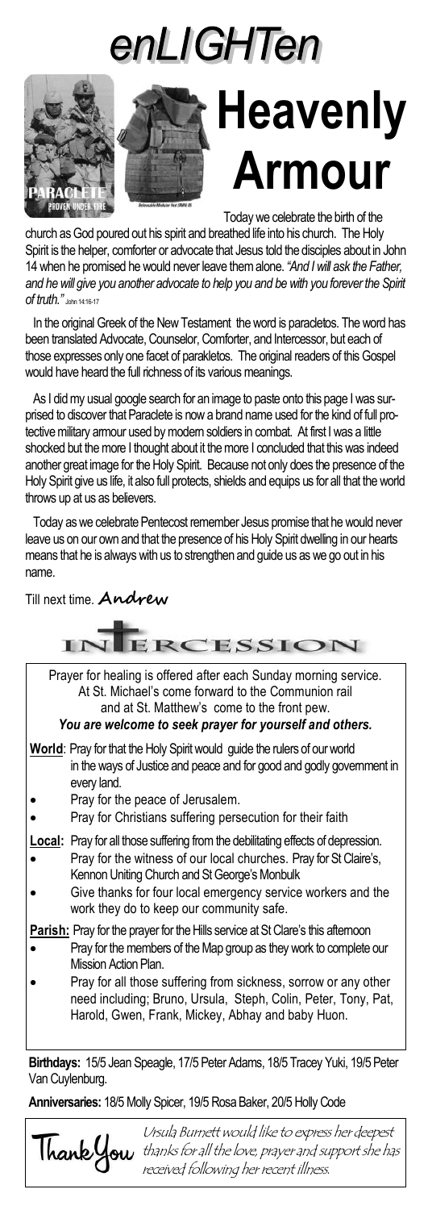# enLIGHTen

# Heavenly Armour

Today we celebrate the birth of the church as God poured out his spirit and breathed life into his church. The Holy Spirit is the helper, comforter or advocate that Jesus told the disciples about in John 14 when he promised he would never leave them alone. *"And I will ask the Father, and he will give you another advocate to help you and be with you forever the Spirit of truth."* John 14:16-17

In the original Greek of the New Testament the word is paracletos. The word has been translated Advocate, Counselor, Comforter, and Intercessor, but each of those expresses only one facet of parakletos. The original readers of this Gospel would have heard the full richness of its various meanings.

As I did my usual google search for an image to paste onto this page I was surprised to discover that Paraclete is now a brand name used for the kind of full protective military armour used by modern soldiers in combat. At first I was a little shocked but the more I thought about it the more I concluded that this was indeed another great image for the Holy Spirit. Because not only does the presence of the Holy Spirit give us life, it also full protects, shields and equips us for all that the world throws up at us as believers.

Today as we celebrate Pentecost remember Jesus promise that he would never leave us on our own and that the presence of his Holy Spirit dwelling in our hearts means that he is always with us to strengthen and guide us as we go out in his name.

Till next time. **Andrew**

## INTERCESSION

Prayer for healing is offered after each Sunday morning service.
At St. Michael's come forward to the Communion rail
and at St. Matthew's come to the front pew.
***You are welcome to seek prayer for yourself and others.***

**World**: Pray for that the Holy Spirit would guide the rulers of our world in the ways of Justice and peace and for good and godly government in every land.

- Pray for the peace of Jerusalem.
- Pray for Christians suffering persecution for their faith

**Local:** Pray for all those suffering from the debilitating effects of depression.

- Pray for the witness of our local churches. Pray for St Claire's, Kennon Uniting Church and St George's Monbulk
- Give thanks for four local emergency service workers and the work they do to keep our community safe.

**Parish:** Pray for the prayer for the Hills service at St Clare's this afternoon

- Pray for the members of the Map group as they work to complete our Mission Action Plan.
- Pray for all those suffering from sickness, sorrow or any other need including; Bruno, Ursula, Steph, Colin, Peter, Tony, Pat, Harold, Gwen, Frank, Mickey, Abhay and baby Huon.

**Birthdays:** 15/5 Jean Speagle, 17/5 Peter Adams, 18/5 Tracey Yuki, 19/5 Peter Van Cuylenburg.

**Anniversaries:** 18/5 Molly Spicer, 19/5 Rosa Baker, 20/5 Holly Code

**Thank You** — *Ursula Burnett would like to express her deepest thanks for all the love, prayer and support she has received following her recent illness.*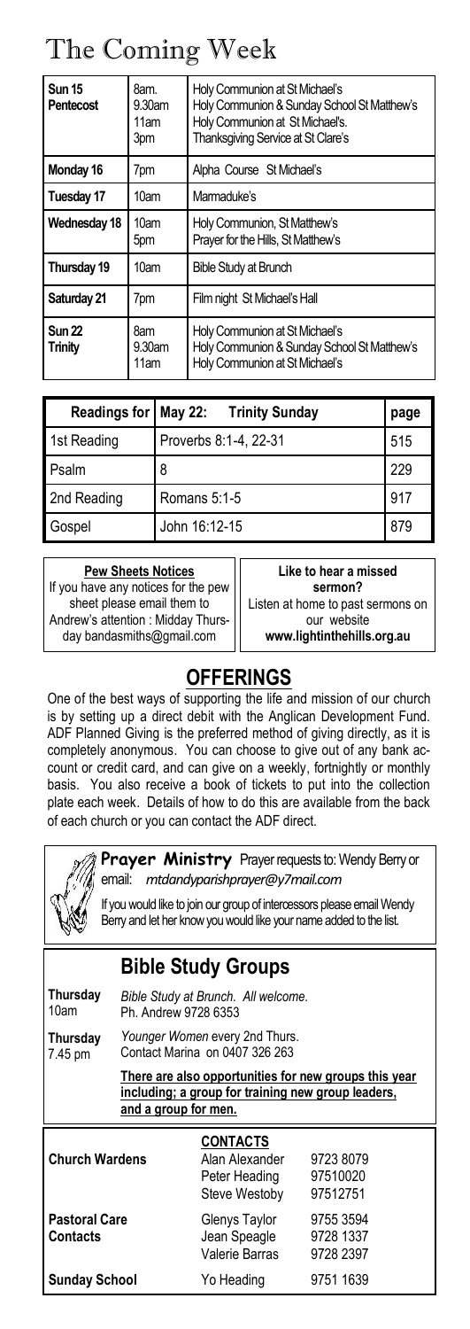# The Coming Week

| | | |
|---|---|---|
| **Sun 15 Pentecost** | 8am.<br>9.30am<br>11am<br>3pm | Holy Communion at St Michael's<br>Holy Communion & Sunday School St Matthew's<br>Holy Communion at St Michael's.<br>Thanksgiving Service at St Clare's |
| **Monday 16** | 7pm | Alpha Course St Michael's |
| **Tuesday 17** | 10am | Marmaduke's |
| **Wednesday 18** | 10am<br>5pm | Holy Communion, St Matthew's<br>Prayer for the Hills, St Matthew's |
| **Thursday 19** | 10am | Bible Study at Brunch |
| **Saturday 21** | 7pm | Film night St Michael's Hall |
| **Sun 22 Trinity** | 8am<br>9.30am<br>11am | Holy Communion at St Michael's<br>Holy Communion & Sunday School St Matthew's<br>Holy Communion at St Michael's |

| Readings for | May 22: Trinity Sunday | page |
|---|---|---|
| 1st Reading | Proverbs 8:1-4, 22-31 | 515 |
| Psalm | 8 | 229 |
| 2nd Reading | Romans 5:1-5 | 917 |
| Gospel | John 16:12-15 | 879 |

**Pew Sheets Notices**

If you have any notices for the pew sheet please email them to Andrew's attention : Midday Thursday bandasmiths@gmail.com

**Like to hear a missed sermon?**

Listen at home to past sermons on our website **www.lightinthehills.org.au**

## OFFERINGS

One of the best ways of supporting the life and mission of our church is by setting up a direct debit with the Anglican Development Fund. ADF Planned Giving is the preferred method of giving directly, as it is completely anonymous. You can choose to give out of any bank account or credit card, and can give on a weekly, fortnightly or monthly basis. You also receive a book of tickets to put into the collection plate each week. Details of how to do this are available from the back of each church or you can contact the ADF direct.

**Prayer Ministry** Prayer requests to: Wendy Berry or email: *mtdandyparishprayer@y7mail.com*

If you would like to join our group of intercessors please email Wendy Berry and let her know you would like your name added to the list.

## Bible Study Groups

| | |
|---|---|
| **Thursday 10am** | *Bible Study at Brunch.* All welcome.<br>Ph. Andrew 9728 6353 |
| **Thursday 7.45 pm** | *Younger Women* every 2nd Thurs.<br>Contact Marina on 0407 326 263 |

**There are also opportunities for new groups this year including; a group for training new group leaders, and a group for men.**

| | **CONTACTS** | |
|---|---|---|
| **Church Wardens** | Alan Alexander<br>Peter Heading<br>Steve Westoby | 9723 8079<br>97510020<br>97512751 |
| **Pastoral Care Contacts** | Glenys Taylor<br>Jean Speagle<br>Valerie Barras | 9755 3594<br>9728 1337<br>9728 2397 |
| **Sunday School** | Yo Heading | 9751 1639 |